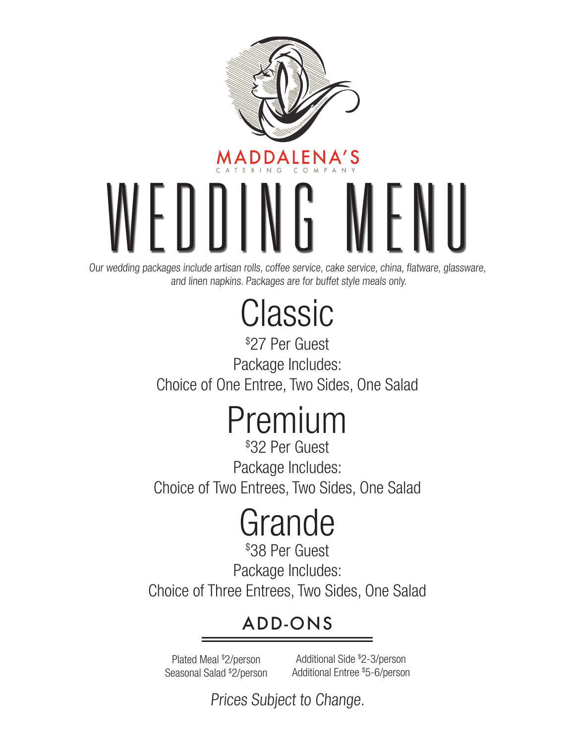MADDALENA'S

CATERING COMPANY

# WEDDING MENU

*Our wedding packages include artisan rolls, coffee service, cake service, china, flatware, glassware, and linen napkins. Packages are for buffet style meals only.*

## Classic

$27 Per Guest

Package Includes:

Choice of One Entree, Two Sides, One Salad

## Premium

$32 Per Guest

Package Includes:

Choice of Two Entrees, Two Sides, One Salad

## Grande

$38 Per Guest

Package Includes:

Choice of Three Entrees, Two Sides, One Salad

### ADD-ONS

Plated Meal $2/person

Seasonal Salad $2/person

Additional Side $2-3/person

Additional Entree $5-6/person

*Prices Subject to Change.*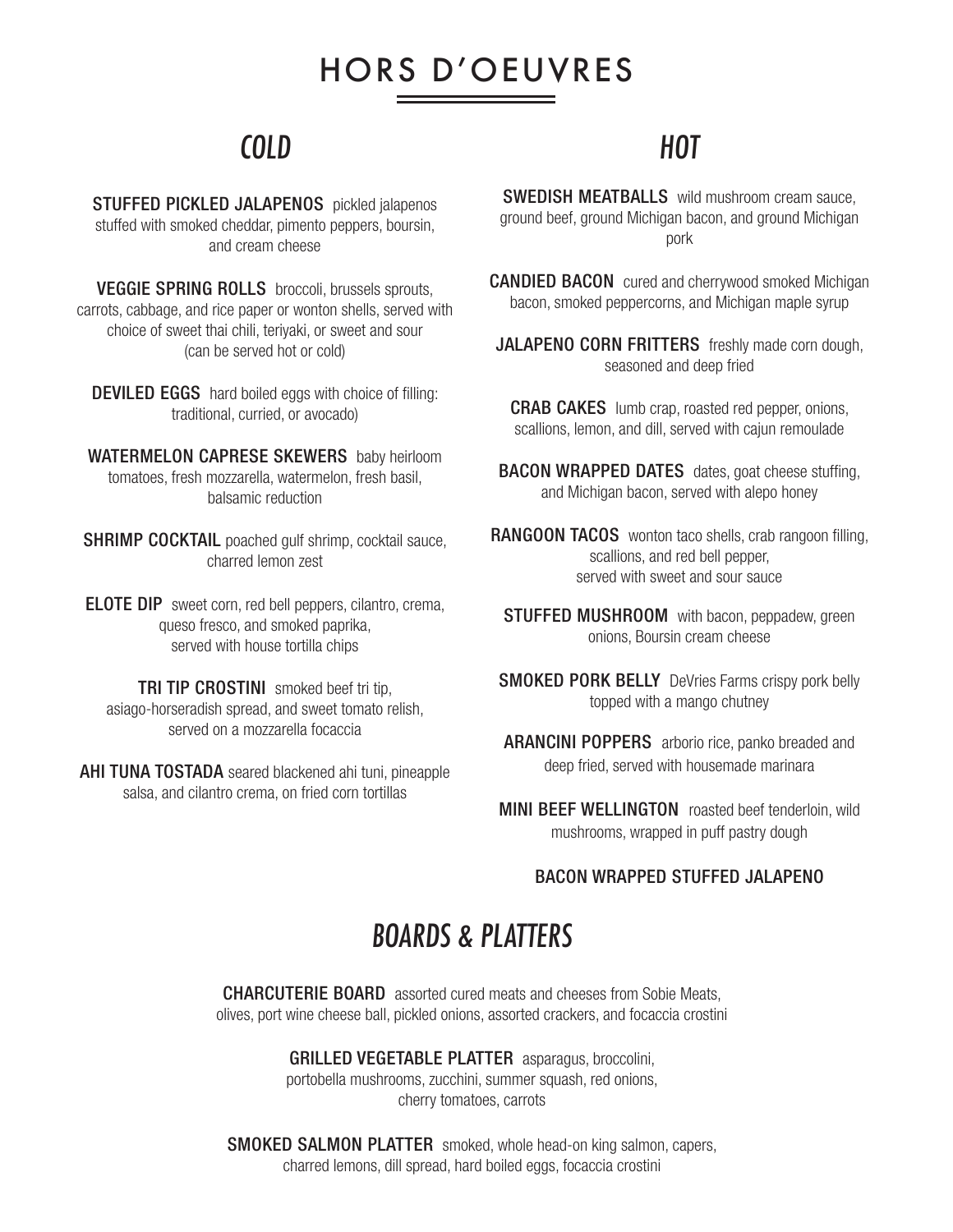# HORS D'OEUVRES

## *COLD*

**STUFFED PICKLED JALAPENOS** pickled jalapenos stuffed with smoked cheddar, pimento peppers, boursin, and cream cheese

**VEGGIE SPRING ROLLS** broccoli, brussels sprouts, carrots, cabbage, and rice paper or wonton shells, served with choice of sweet thai chili, teriyaki, or sweet and sour (can be served hot or cold)

**DEVILED EGGS** hard boiled eggs with choice of filling: traditional, curried, or avocado)

**WATERMELON CAPRESE SKEWERS** baby heirloom tomatoes, fresh mozzarella, watermelon, fresh basil, balsamic reduction

**SHRIMP COCKTAIL** poached gulf shrimp, cocktail sauce, charred lemon zest

**ELOTE DIP** sweet corn, red bell peppers, cilantro, crema, queso fresco, and smoked paprika, served with house tortilla chips

**TRI TIP CROSTINI** smoked beef tri tip, asiago-horseradish spread, and sweet tomato relish, served on a mozzarella focaccia

**AHI TUNA TOSTADA** seared blackened ahi tuni, pineapple salsa, and cilantro crema, on fried corn tortillas

## *HOT*

**SWEDISH MEATBALLS** wild mushroom cream sauce, ground beef, ground Michigan bacon, and ground Michigan pork

**CANDIED BACON** cured and cherrywood smoked Michigan bacon, smoked peppercorns, and Michigan maple syrup

**JALAPENO CORN FRITTERS** freshly made corn dough, seasoned and deep fried

**CRAB CAKES** lumb crap, roasted red pepper, onions, scallions, lemon, and dill, served with cajun remoulade

**BACON WRAPPED DATES** dates, goat cheese stuffing, and Michigan bacon, served with alepo honey

**RANGOON TACOS** wonton taco shells, crab rangoon filling, scallions, and red bell pepper, served with sweet and sour sauce

**STUFFED MUSHROOM** with bacon, peppadew, green onions, Boursin cream cheese

**SMOKED PORK BELLY** DeVries Farms crispy pork belly topped with a mango chutney

**ARANCINI POPPERS** arborio rice, panko breaded and deep fried, served with housemade marinara

**MINI BEEF WELLINGTON** roasted beef tenderloin, wild mushrooms, wrapped in puff pastry dough

**BACON WRAPPED STUFFED JALAPENO**

## *BOARDS & PLATTERS*

**CHARCUTERIE BOARD** assorted cured meats and cheeses from Sobie Meats, olives, port wine cheese ball, pickled onions, assorted crackers, and focaccia crostini

**GRILLED VEGETABLE PLATTER** asparagus, broccolini, portobella mushrooms, zucchini, summer squash, red onions, cherry tomatoes, carrots

**SMOKED SALMON PLATTER** smoked, whole head-on king salmon, capers, charred lemons, dill spread, hard boiled eggs, focaccia crostini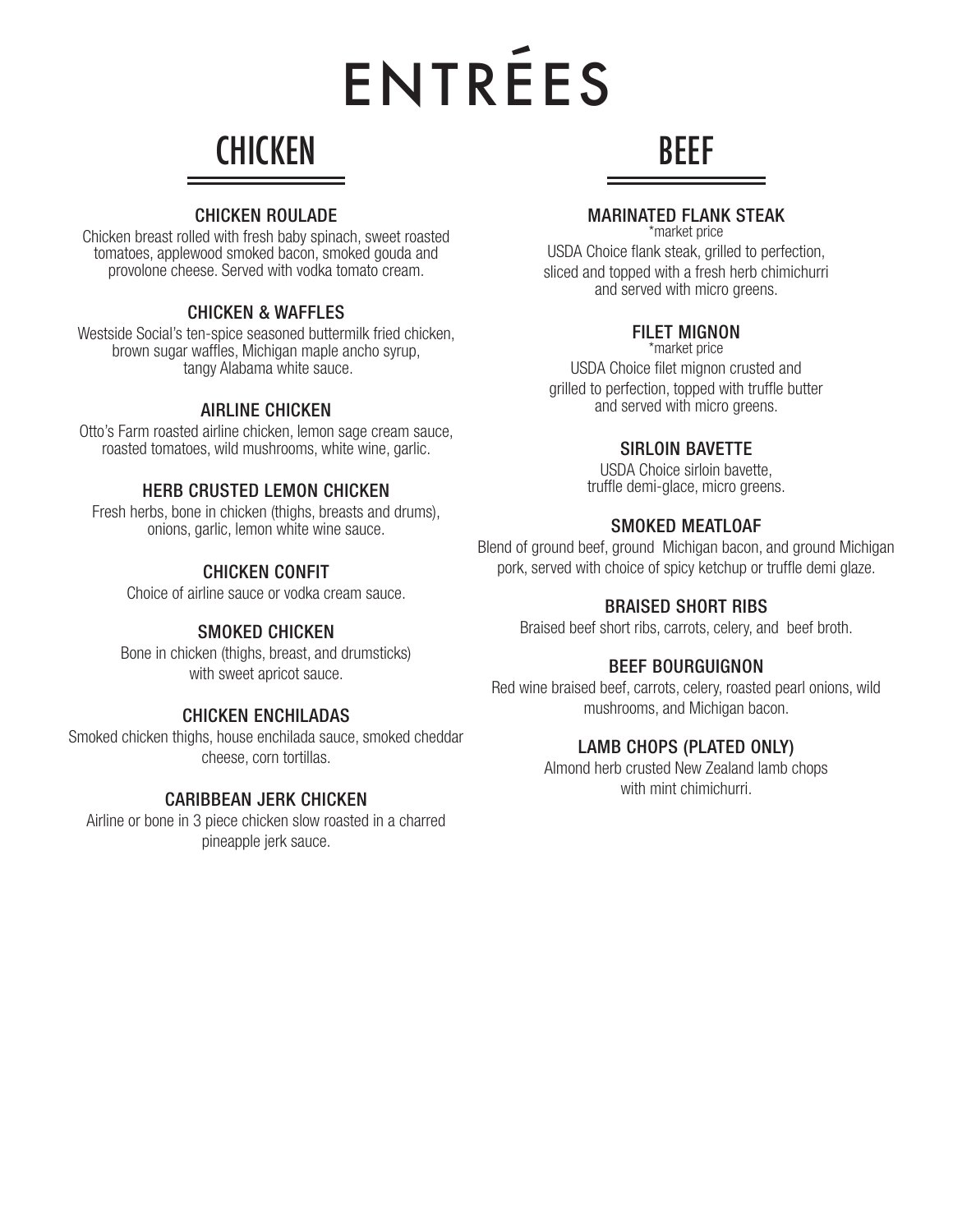# ENTRÉES

## CHICKEN

### CHICKEN ROULADE

Chicken breast rolled with fresh baby spinach, sweet roasted tomatoes, applewood smoked bacon, smoked gouda and provolone cheese. Served with vodka tomato cream.

### CHICKEN & WAFFLES

Westside Social's ten-spice seasoned buttermilk fried chicken, brown sugar waffles, Michigan maple ancho syrup, tangy Alabama white sauce.

### AIRLINE CHICKEN

Otto's Farm roasted airline chicken, lemon sage cream sauce, roasted tomatoes, wild mushrooms, white wine, garlic.

### HERB CRUSTED LEMON CHICKEN

Fresh herbs, bone in chicken (thighs, breasts and drums), onions, garlic, lemon white wine sauce.

### CHICKEN CONFIT

Choice of airline sauce or vodka cream sauce.

### SMOKED CHICKEN

Bone in chicken (thighs, breast, and drumsticks) with sweet apricot sauce.

### CHICKEN ENCHILADAS

Smoked chicken thighs, house enchilada sauce, smoked cheddar cheese, corn tortillas.

### CARIBBEAN JERK CHICKEN

Airline or bone in 3 piece chicken slow roasted in a charred pineapple jerk sauce.

## BEEF

### MARINATED FLANK STEAK

*market price

USDA Choice flank steak, grilled to perfection, sliced and topped with a fresh herb chimichurri and served with micro greens.

### FILET MIGNON

*market price

USDA Choice filet mignon crusted and grilled to perfection, topped with truffle butter and served with micro greens.

### SIRLOIN BAVETTE

USDA Choice sirloin bavette, truffle demi-glace, micro greens.

### SMOKED MEATLOAF

Blend of ground beef, ground Michigan bacon, and ground Michigan pork, served with choice of spicy ketchup or truffle demi glaze.

### BRAISED SHORT RIBS

Braised beef short ribs, carrots, celery, and beef broth.

### BEEF BOURGUIGNON

Red wine braised beef, carrots, celery, roasted pearl onions, wild mushrooms, and Michigan bacon.

### LAMB CHOPS (PLATED ONLY)

Almond herb crusted New Zealand lamb chops with mint chimichurri.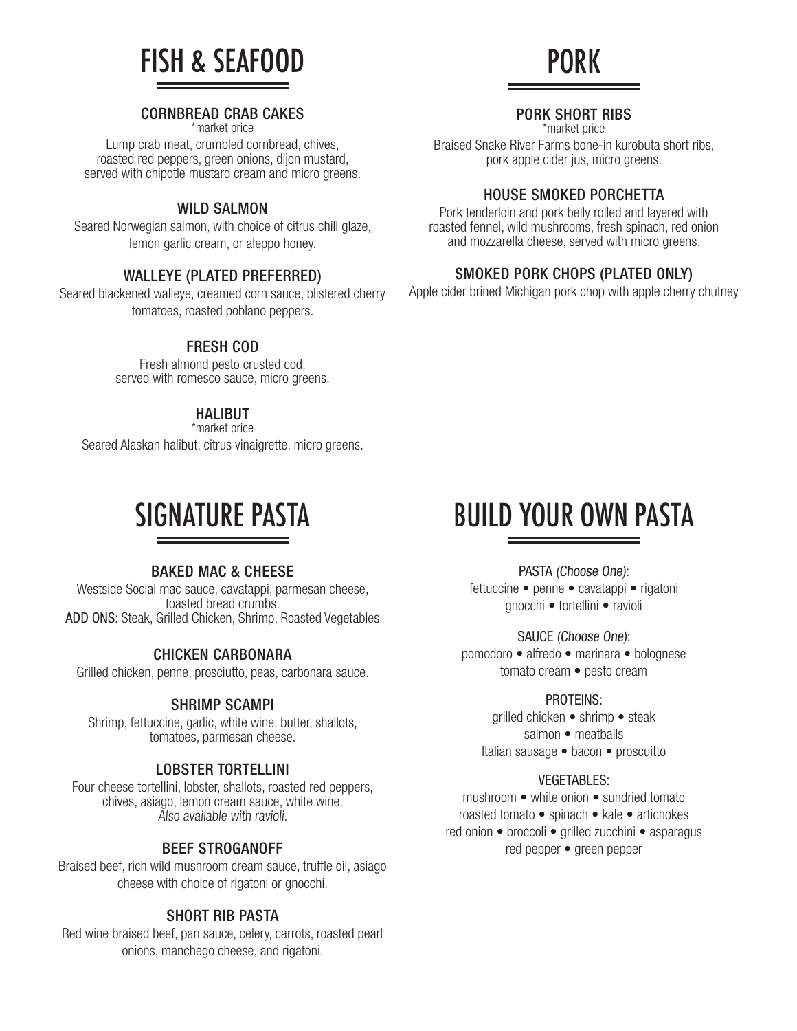# FISH & SEAFOOD

### CORNBREAD CRAB CAKES

*market price

Lump crab meat, crumbled cornbread, chives, roasted red peppers, green onions, dijon mustard, served with chipotle mustard cream and micro greens.

### WILD SALMON

Seared Norwegian salmon, with choice of citrus chili glaze, lemon garlic cream, or aleppo honey.

### WALLEYE (PLATED PREFERRED)

Seared blackened walleye, creamed corn sauce, blistered cherry tomatoes, roasted poblano peppers.

### FRESH COD

Fresh almond pesto crusted cod, served with romesco sauce, micro greens.

### HALIBUT

*market price

Seared Alaskan halibut, citrus vinaigrette, micro greens.

# PORK

### PORK SHORT RIBS

*market price

Braised Snake River Farms bone-in kurobuta short ribs, pork apple cider jus, micro greens.

### HOUSE SMOKED PORCHETTA

Pork tenderloin and pork belly rolled and layered with roasted fennel, wild mushrooms, fresh spinach, red onion and mozzarella cheese, served with micro greens.

### SMOKED PORK CHOPS (PLATED ONLY)

Apple cider brined Michigan pork chop with apple cherry chutney

# SIGNATURE PASTA

### BAKED MAC & CHEESE

Westside Social mac sauce, cavatappi, parmesan cheese, toasted bread crumbs.
**ADD ONS:** Steak, Grilled Chicken, Shrimp, Roasted Vegetables

### CHICKEN CARBONARA

Grilled chicken, penne, prosciutto, peas, carbonara sauce.

### SHRIMP SCAMPI

Shrimp, fettuccine, garlic, white wine, butter, shallots, tomatoes, parmesan cheese.

### LOBSTER TORTELLINI

Four cheese tortellini, lobster, shallots, roasted red peppers, chives, asiago, lemon cream sauce, white wine.
*Also available with ravioli.*

### BEEF STROGANOFF

Braised beef, rich wild mushroom cream sauce, truffle oil, asiago cheese with choice of rigatoni or gnocchi.

### SHORT RIB PASTA

Red wine braised beef, pan sauce, celery, carrots, roasted pearl onions, manchego cheese, and rigatoni.

# BUILD YOUR OWN PASTA

PASTA *(Choose One)*:
fettuccine • penne • cavatappi • rigatoni
gnocchi • tortellini • ravioli

SAUCE *(Choose One)*:
pomodoro • alfredo • marinara • bolognese
tomato cream • pesto cream

PROTEINS:
grilled chicken • shrimp • steak
salmon • meatballs
Italian sausage • bacon • proscuitto

VEGETABLES:
mushroom • white onion • sundried tomato
roasted tomato • spinach • kale • artichokes
red onion • broccoli • grilled zucchini • asparagus
red pepper • green pepper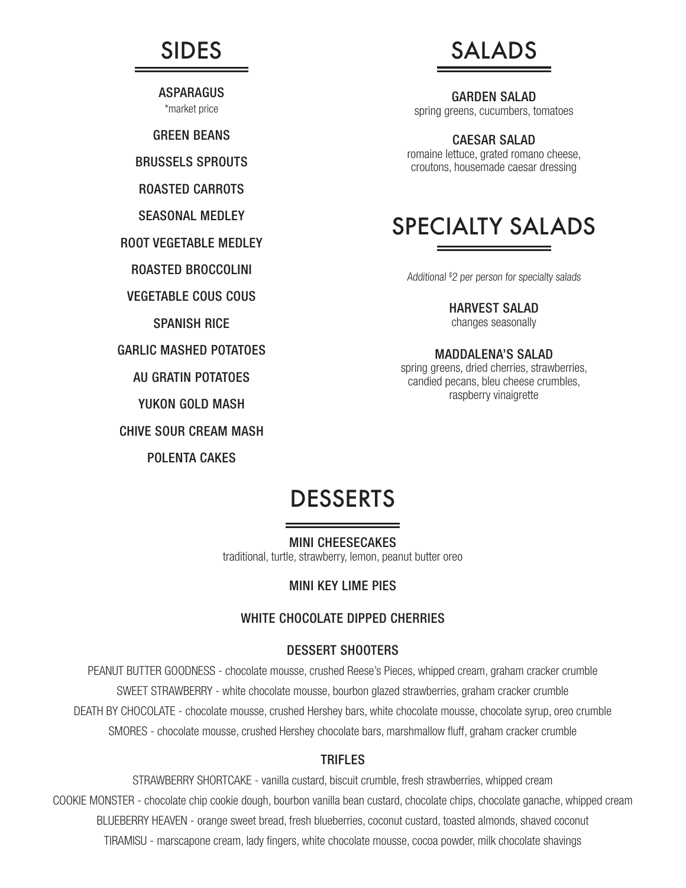## SIDES

**ASPARAGUS**
*market price

**GREEN BEANS**

**BRUSSELS SPROUTS**

**ROASTED CARROTS**

**SEASONAL MEDLEY**

**ROOT VEGETABLE MEDLEY**

**ROASTED BROCCOLINI**

**VEGETABLE COUS COUS**

**SPANISH RICE**

**GARLIC MASHED POTATOES**

**AU GRATIN POTATOES**

**YUKON GOLD MASH**

**CHIVE SOUR CREAM MASH**

**POLENTA CAKES**

## SALADS

**GARDEN SALAD**
spring greens, cucumbers, tomatoes

**CAESAR SALAD**
romaine lettuce, grated romano cheese, croutons, housemade caesar dressing

## SPECIALTY SALADS

*Additional $2 per person for specialty salads*

**HARVEST SALAD**
changes seasonally

**MADDALENA'S SALAD**
spring greens, dried cherries, strawberries, candied pecans, bleu cheese crumbles, raspberry vinaigrette

## DESSERTS

**MINI CHEESECAKES**
traditional, turtle, strawberry, lemon, peanut butter oreo

**MINI KEY LIME PIES**

**WHITE CHOCOLATE DIPPED CHERRIES**

**DESSERT SHOOTERS**

PEANUT BUTTER GOODNESS - chocolate mousse, crushed Reese's Pieces, whipped cream, graham cracker crumble

SWEET STRAWBERRY - white chocolate mousse, bourbon glazed strawberries, graham cracker crumble

DEATH BY CHOCOLATE - chocolate mousse, crushed Hershey bars, white chocolate mousse, chocolate syrup, oreo crumble

SMORES - chocolate mousse, crushed Hershey chocolate bars, marshmallow fluff, graham cracker crumble

**TRIFLES**

STRAWBERRY SHORTCAKE - vanilla custard, biscuit crumble, fresh strawberries, whipped cream

COOKIE MONSTER - chocolate chip cookie dough, bourbon vanilla bean custard, chocolate chips, chocolate ganache, whipped cream

BLUEBERRY HEAVEN - orange sweet bread, fresh blueberries, coconut custard, toasted almonds, shaved coconut

TIRAMISU - marscapone cream, lady fingers, white chocolate mousse, cocoa powder, milk chocolate shavings